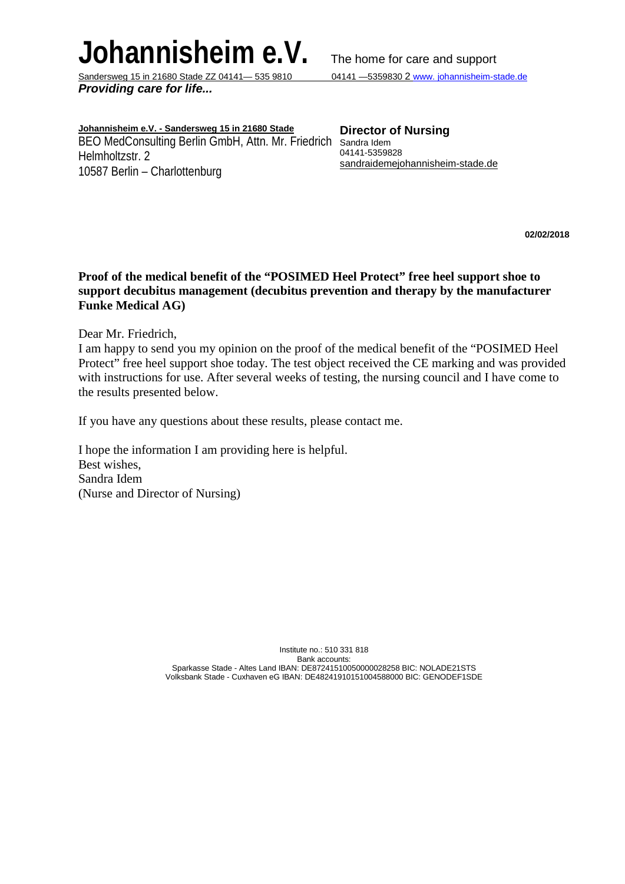# Johannisheim e.V. The home for care and support

Sandersweg 15 in 21680 Stade ZZ 04141— 535 9810 04141 —5359830 2 www. johannisheim-stade.de

***Providing care for life...***

**Johannisheim e.V. - Sandersweg 15 in 21680 Stade**
BEO MedConsulting Berlin GmbH, Attn. Mr. Friedrich
Helmholtzstr. 2
10587 Berlin – Charlottenburg

**Director of Nursing**
Sandra Idem
04141-5359828
sandraidemejohannisheim-stade.de

**02/02/2018**

**Proof of the medical benefit of the “POSIMED Heel Protect” free heel support shoe to support decubitus management (decubitus prevention and therapy by the manufacturer Funke Medical AG)**

Dear Mr. Friedrich,
I am happy to send you my opinion on the proof of the medical benefit of the “POSIMED Heel Protect” free heel support shoe today. The test object received the CE marking and was provided with instructions for use. After several weeks of testing, the nursing council and I have come to the results presented below.

If you have any questions about these results, please contact me.

I hope the information I am providing here is helpful.
Best wishes,
Sandra Idem
(Nurse and Director of Nursing)

Institute no.: 510 331 818
Bank accounts:
Sparkasse Stade - Altes Land IBAN: DE87241510050000028258 BIC: NOLADE21STS
Volksbank Stade - Cuxhaven eG IBAN: DE48241910151004588000 BIC: GENODEF1SDE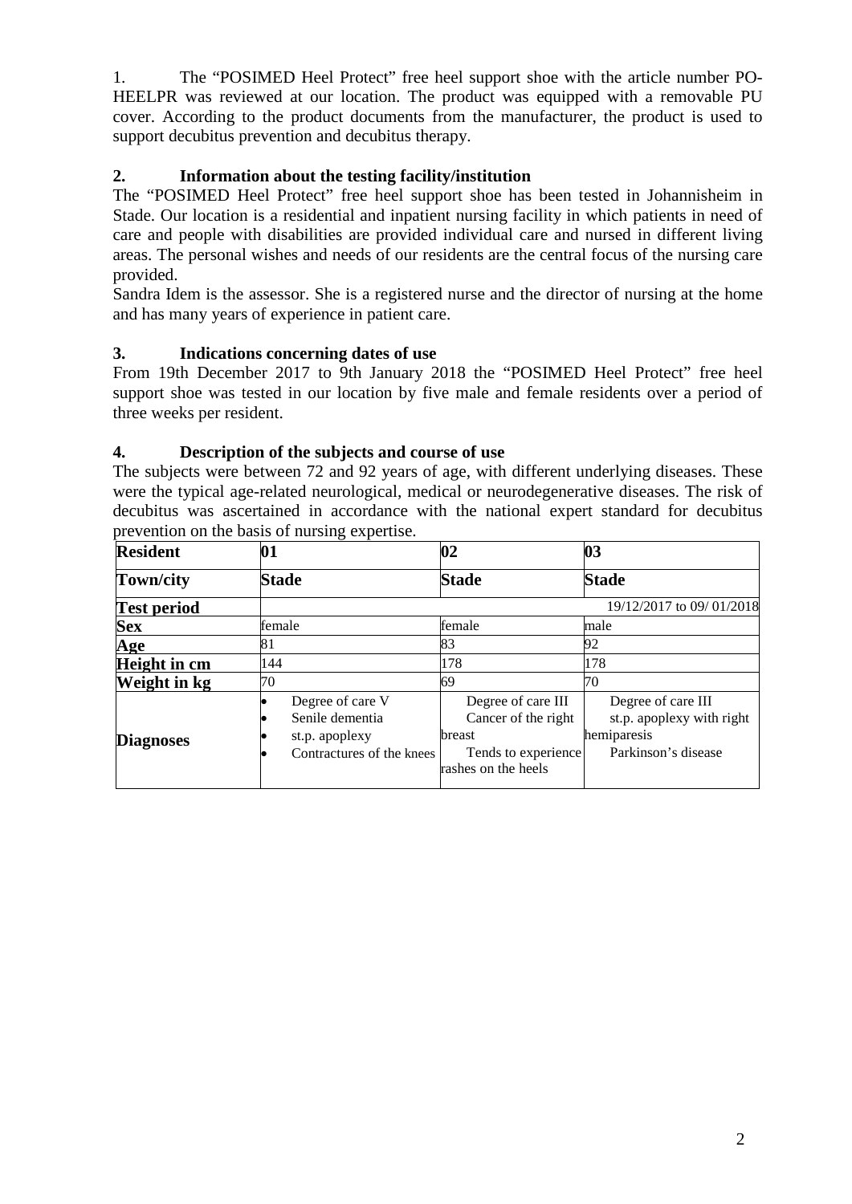1. The “POSIMED Heel Protect” free heel support shoe with the article number PO-HEELPR was reviewed at our location. The product was equipped with a removable PU cover. According to the product documents from the manufacturer, the product is used to support decubitus prevention and decubitus therapy.

## 2. Information about the testing facility/institution

The “POSIMED Heel Protect” free heel support shoe has been tested in Johannisheim in Stade. Our location is a residential and inpatient nursing facility in which patients in need of care and people with disabilities are provided individual care and nursed in different living areas. The personal wishes and needs of our residents are the central focus of the nursing care provided.

Sandra Idem is the assessor. She is a registered nurse and the director of nursing at the home and has many years of experience in patient care.

## 3. Indications concerning dates of use

From 19th December 2017 to 9th January 2018 the “POSIMED Heel Protect” free heel support shoe was tested in our location by five male and female residents over a period of three weeks per resident.

## 4. Description of the subjects and course of use

The subjects were between 72 and 92 years of age, with different underlying diseases. These were the typical age-related neurological, medical or neurodegenerative diseases. The risk of decubitus was ascertained in accordance with the national expert standard for decubitus prevention on the basis of nursing expertise.

| **Resident** | **01** | **02** | **03** |
|---|---|---|---|
| **Town/city** | **Stade** | **Stade** | **Stade** |
| **Test period** | | | 19/12/2017 to 09/ 01/2018 |
| **Sex** | female | female | male |
| **Age** | 81 | 83 | 92 |
| **Height in cm** | 144 | 178 | 178 |
| **Weight in kg** | 70 | 69 | 70 |
| **Diagnoses** | • Degree of care V<br>• Senile dementia<br>• st.p. apoplexy<br>• Contractures of the knees | Degree of care III<br>Cancer of the right breast<br>Tends to experience rashes on the heels | Degree of care III<br>st.p. apoplexy with right hemiparesis<br>Parkinson’s disease |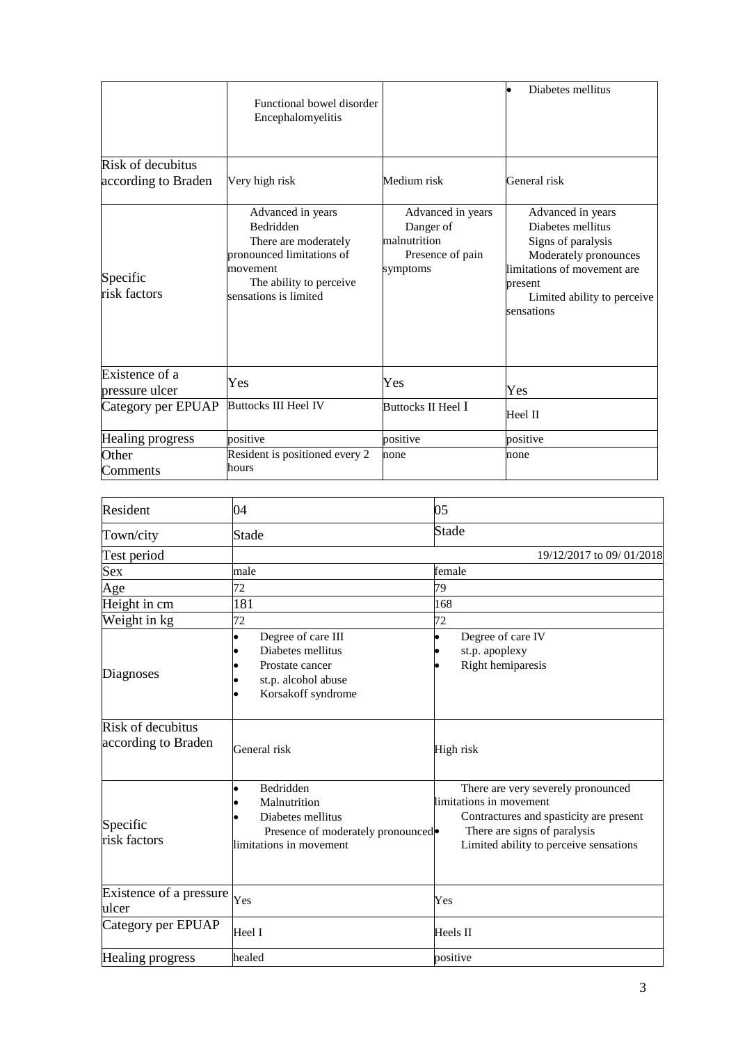| | | | |
|---|---|---|---|
| | Functional bowel disorder<br>Encephalomyelitis | | • Diabetes mellitus |
| Risk of decubitus according to Braden | Very high risk | Medium risk | General risk |
| Specific risk factors | Advanced in years<br>Bedridden<br>There are moderately pronounced limitations of movement<br>The ability to perceive sensations is limited | Advanced in years<br>Danger of malnutrition<br>Presence of pain symptoms | Advanced in years<br>Diabetes mellitus<br>Signs of paralysis<br>Moderately pronounces limitations of movement are present<br>Limited ability to perceive sensations |
| Existence of a pressure ulcer | Yes | Yes | Yes |
| Category per EPUAP | Buttocks III Heel IV | Buttocks II Heel I | Heel II |
| Healing progress | positive | positive | positive |
| Other Comments | Resident is positioned every 2 hours | none | none |

| Resident | 04 | 05 |
|---|---|---|
| Town/city | Stade | Stade |
| Test period | | 19/12/2017 to 09/ 01/2018 |
| Sex | male | female |
| Age | 72 | 79 |
| Height in cm | 181 | 168 |
| Weight in kg | 72 | 72 |
| Diagnoses | • Degree of care III<br>• Diabetes mellitus<br>• Prostate cancer<br>• st.p. alcohol abuse<br>• Korsakoff syndrome | • Degree of care IV<br>• st.p. apoplexy<br>• Right hemiparesis |
| Risk of decubitus according to Braden | General risk | High risk |
| Specific risk factors | • Bedridden<br>• Malnutrition<br>• Diabetes mellitus<br>Presence of moderately pronounced limitations in movement | There are very severely pronounced limitations in movement<br>Contractures and spasticity are present<br>• There are signs of paralysis<br>Limited ability to perceive sensations |
| Existence of a pressure ulcer | Yes | Yes |
| Category per EPUAP | Heel I | Heels II |
| Healing progress | healed | positive |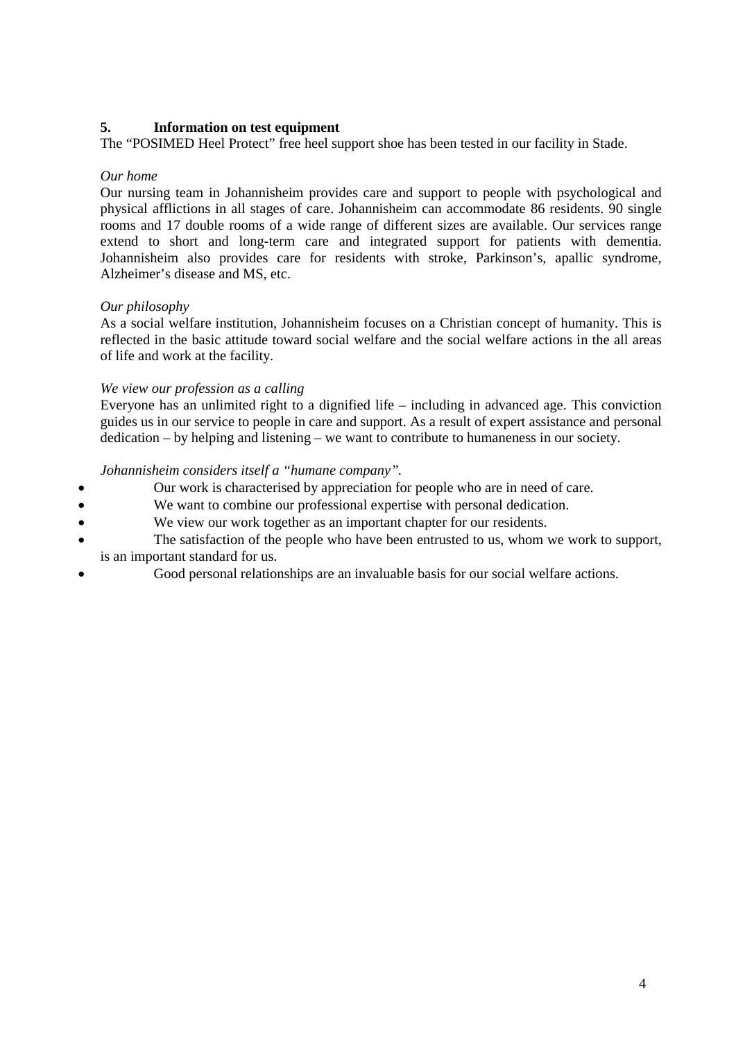## 5. Information on test equipment

The "POSIMED Heel Protect" free heel support shoe has been tested in our facility in Stade.

*Our home*

Our nursing team in Johannisheim provides care and support to people with psychological and physical afflictions in all stages of care. Johannisheim can accommodate 86 residents. 90 single rooms and 17 double rooms of a wide range of different sizes are available. Our services range extend to short and long-term care and integrated support for patients with dementia. Johannisheim also provides care for residents with stroke, Parkinson's, apallic syndrome, Alzheimer's disease and MS, etc.

*Our philosophy*

As a social welfare institution, Johannisheim focuses on a Christian concept of humanity. This is reflected in the basic attitude toward social welfare and the social welfare actions in the all areas of life and work at the facility.

*We view our profession as a calling*

Everyone has an unlimited right to a dignified life – including in advanced age. This conviction guides us in our service to people in care and support. As a result of expert assistance and personal dedication – by helping and listening – we want to contribute to humaneness in our society.

*Johannisheim considers itself a "humane company".*

- Our work is characterised by appreciation for people who are in need of care.
- We want to combine our professional expertise with personal dedication.
- We view our work together as an important chapter for our residents.
- The satisfaction of the people who have been entrusted to us, whom we work to support, is an important standard for us.
- Good personal relationships are an invaluable basis for our social welfare actions.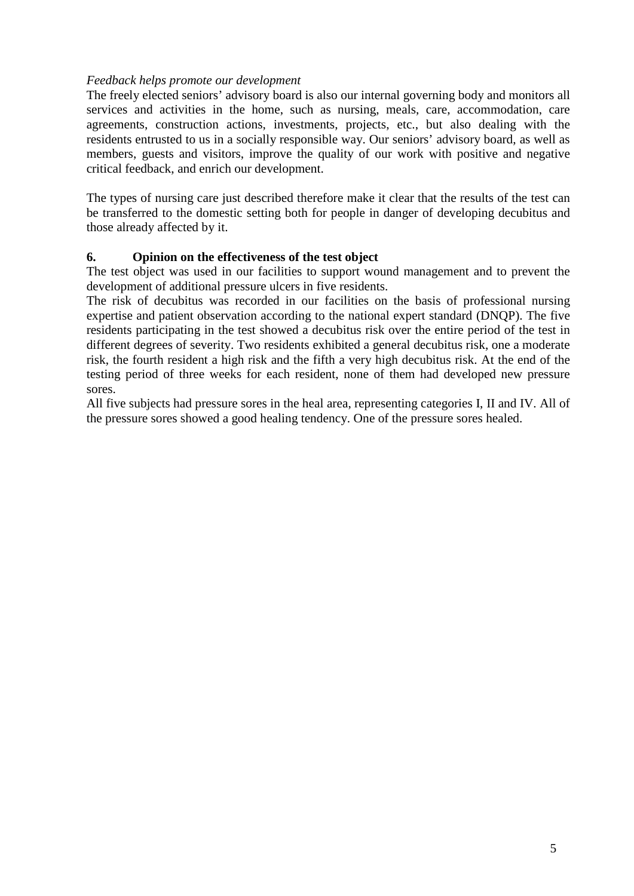*Feedback helps promote our development*

The freely elected seniors' advisory board is also our internal governing body and monitors all services and activities in the home, such as nursing, meals, care, accommodation, care agreements, construction actions, investments, projects, etc., but also dealing with the residents entrusted to us in a socially responsible way. Our seniors' advisory board, as well as members, guests and visitors, improve the quality of our work with positive and negative critical feedback, and enrich our development.

The types of nursing care just described therefore make it clear that the results of the test can be transferred to the domestic setting both for people in danger of developing decubitus and those already affected by it.

## 6. Opinion on the effectiveness of the test object

The test object was used in our facilities to support wound management and to prevent the development of additional pressure ulcers in five residents.

The risk of decubitus was recorded in our facilities on the basis of professional nursing expertise and patient observation according to the national expert standard (DNQP). The five residents participating in the test showed a decubitus risk over the entire period of the test in different degrees of severity. Two residents exhibited a general decubitus risk, one a moderate risk, the fourth resident a high risk and the fifth a very high decubitus risk. At the end of the testing period of three weeks for each resident, none of them had developed new pressure sores.

All five subjects had pressure sores in the heal area, representing categories I, II and IV. All of the pressure sores showed a good healing tendency. One of the pressure sores healed.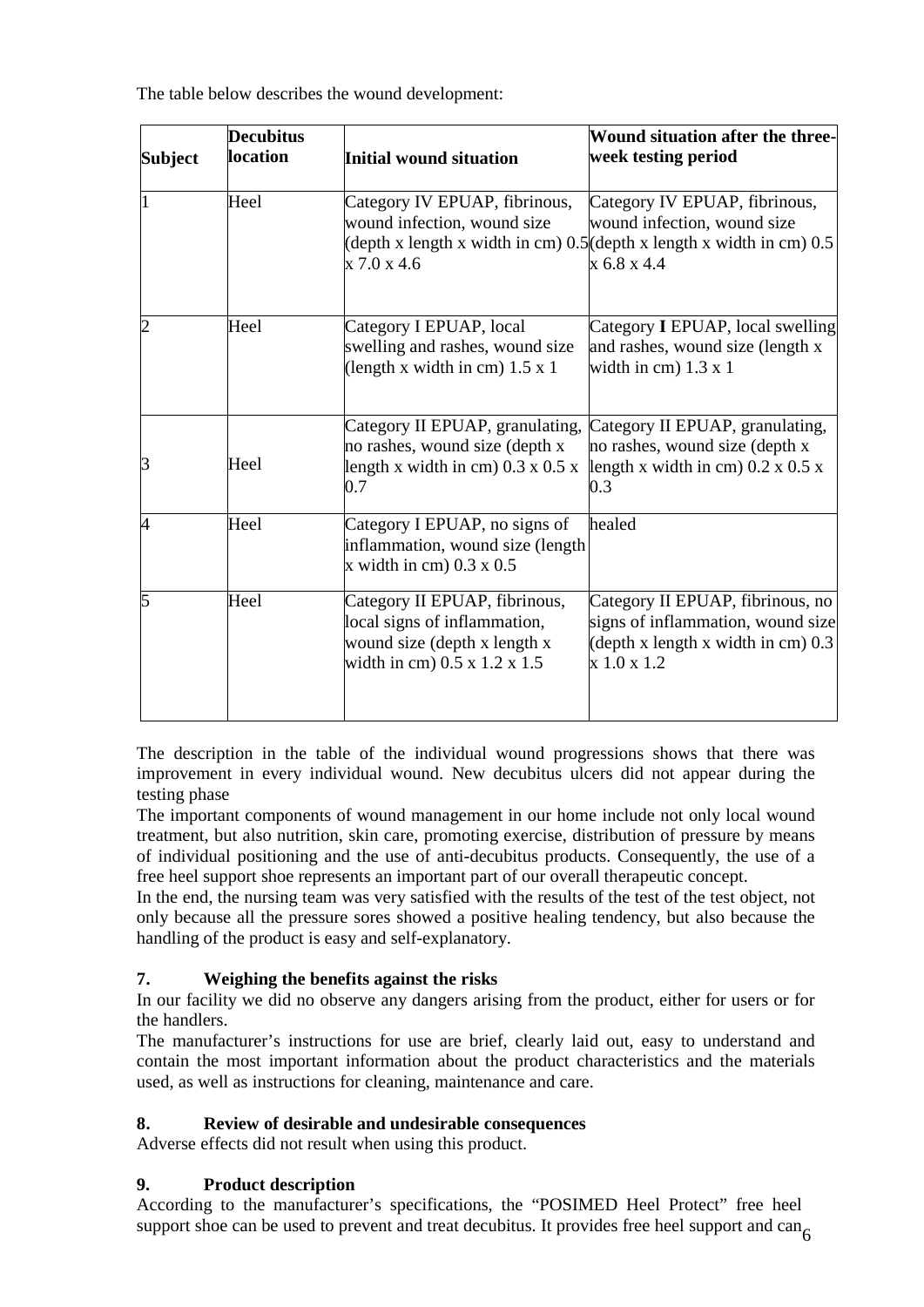The table below describes the wound development:

| Subject | Decubitus location | Initial wound situation | Wound situation after the three-week testing period |
|---|---|---|---|
| 1 | Heel | Category IV EPUAP, fibrinous, wound infection, wound size (depth x length x width in cm) 0.5 x 7.0 x 4.6 | Category IV EPUAP, fibrinous, wound infection, wound size (depth x length x width in cm) 0.5 x 6.8 x 4.4 |
| 2 | Heel | Category I EPUAP, local swelling and rashes, wound size (length x width in cm) 1.5 x 1 | Category **I** EPUAP, local swelling and rashes, wound size (length x width in cm) 1.3 x 1 |
| 3 | Heel | Category II EPUAP, granulating, no rashes, wound size (depth x length x width in cm) 0.3 x 0.5 x 0.7 | Category II EPUAP, granulating, no rashes, wound size (depth x length x width in cm) 0.2 x 0.5 x 0.3 |
| 4 | Heel | Category I EPUAP, no signs of inflammation, wound size (length x width in cm) 0.3 x 0.5 | healed |
| 5 | Heel | Category II EPUAP, fibrinous, local signs of inflammation, wound size (depth x length x width in cm) 0.5 x 1.2 x 1.5 | Category II EPUAP, fibrinous, no signs of inflammation, wound size (depth x length x width in cm) 0.3 x 1.0 x 1.2 |

The description in the table of the individual wound progressions shows that there was improvement in every individual wound. New decubitus ulcers did not appear during the testing phase

The important components of wound management in our home include not only local wound treatment, but also nutrition, skin care, promoting exercise, distribution of pressure by means of individual positioning and the use of anti-decubitus products. Consequently, the use of a free heel support shoe represents an important part of our overall therapeutic concept.

In the end, the nursing team was very satisfied with the results of the test of the test object, not only because all the pressure sores showed a positive healing tendency, but also because the handling of the product is easy and self-explanatory.

## 7. Weighing the benefits against the risks

In our facility we did no observe any dangers arising from the product, either for users or for the handlers.

The manufacturer's instructions for use are brief, clearly laid out, easy to understand and contain the most important information about the product characteristics and the materials used, as well as instructions for cleaning, maintenance and care.

## 8. Review of desirable and undesirable consequences

Adverse effects did not result when using this product.

## 9. Product description

According to the manufacturer's specifications, the "POSIMED Heel Protect" free heel support shoe can be used to prevent and treat decubitus. It provides free heel support and can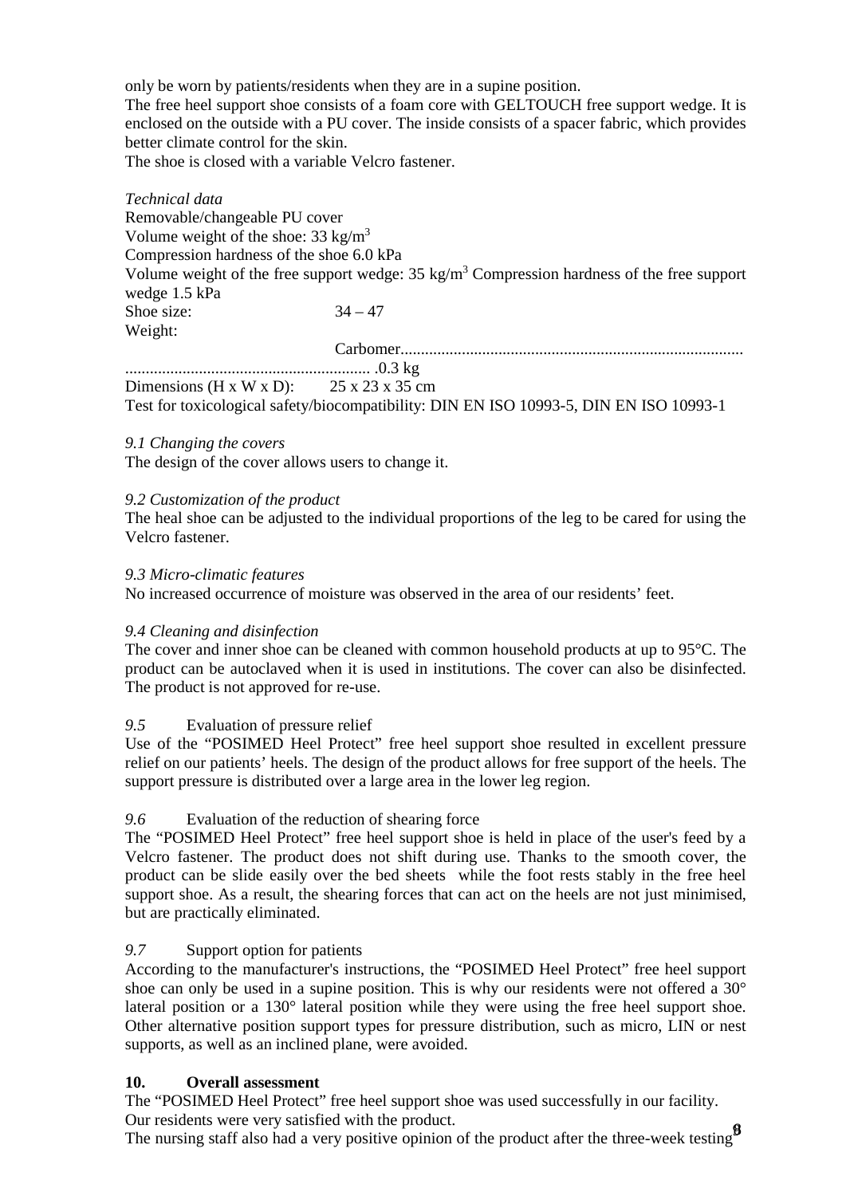only be worn by patients/residents when they are in a supine position.

The free heel support shoe consists of a foam core with GELTOUCH free support wedge. It is enclosed on the outside with a PU cover. The inside consists of a spacer fabric, which provides better climate control for the skin.

The shoe is closed with a variable Velcro fastener.

*Technical data*

Removable/changeable PU cover

Volume weight of the shoe: 33 kg/m$^3$

Compression hardness of the shoe 6.0 kPa

Volume weight of the free support wedge: 35 kg/m$^3$ Compression hardness of the free support wedge 1.5 kPa

Shoe size: 34 – 47

Weight:

Carbomer.................................................................................................................................. .0.3 kg

Dimensions (H x W x D): 25 x 23 x 35 cm

Test for toxicological safety/biocompatibility: DIN EN ISO 10993-5, DIN EN ISO 10993-1

*9.1 Changing the covers*

The design of the cover allows users to change it.

*9.2 Customization of the product*

The heal shoe can be adjusted to the individual proportions of the leg to be cared for using the Velcro fastener.

*9.3 Micro-climatic features*

No increased occurrence of moisture was observed in the area of our residents' feet.

*9.4 Cleaning and disinfection*

The cover and inner shoe can be cleaned with common household products at up to 95°C. The product can be autoclaved when it is used in institutions. The cover can also be disinfected. The product is not approved for re-use.

*9.5* Evaluation of pressure relief

Use of the "POSIMED Heel Protect" free heel support shoe resulted in excellent pressure relief on our patients' heels. The design of the product allows for free support of the heels. The support pressure is distributed over a large area in the lower leg region.

*9.6* Evaluation of the reduction of shearing force

The "POSIMED Heel Protect" free heel support shoe is held in place of the user's feed by a Velcro fastener. The product does not shift during use. Thanks to the smooth cover, the product can be slide easily over the bed sheets while the foot rests stably in the free heel support shoe. As a result, the shearing forces that can act on the heels are not just minimised, but are practically eliminated.

*9.7* Support option for patients

According to the manufacturer's instructions, the "POSIMED Heel Protect" free heel support shoe can only be used in a supine position. This is why our residents were not offered a 30° lateral position or a 130° lateral position while they were using the free heel support shoe. Other alternative position support types for pressure distribution, such as micro, LIN or nest supports, as well as an inclined plane, were avoided.

## 10. Overall assessment

The "POSIMED Heel Protect" free heel support shoe was used successfully in our facility.

Our residents were very satisfied with the product.

The nursing staff also had a very positive opinion of the product after the three-week testing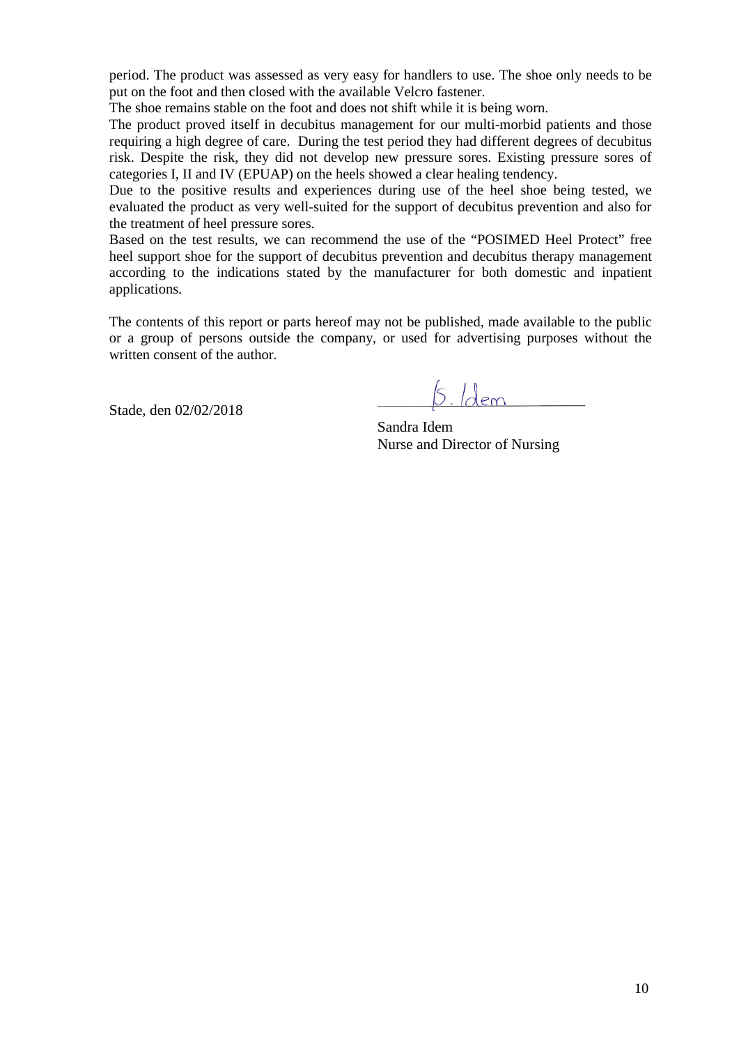period. The product was assessed as very easy for handlers to use. The shoe only needs to be put on the foot and then closed with the available Velcro fastener.

The shoe remains stable on the foot and does not shift while it is being worn.

The product proved itself in decubitus management for our multi-morbid patients and those requiring a high degree of care. During the test period they had different degrees of decubitus risk. Despite the risk, they did not develop new pressure sores. Existing pressure sores of categories I, II and IV (EPUAP) on the heels showed a clear healing tendency.

Due to the positive results and experiences during use of the heel shoe being tested, we evaluated the product as very well-suited for the support of decubitus prevention and also for the treatment of heel pressure sores.

Based on the test results, we can recommend the use of the "POSIMED Heel Protect" free heel support shoe for the support of decubitus prevention and decubitus therapy management according to the indications stated by the manufacturer for both domestic and inpatient applications.

The contents of this report or parts hereof may not be published, made available to the public or a group of persons outside the company, or used for advertising purposes without the written consent of the author.

Stade, den 02/02/2018

S. Idem

Sandra Idem
Nurse and Director of Nursing